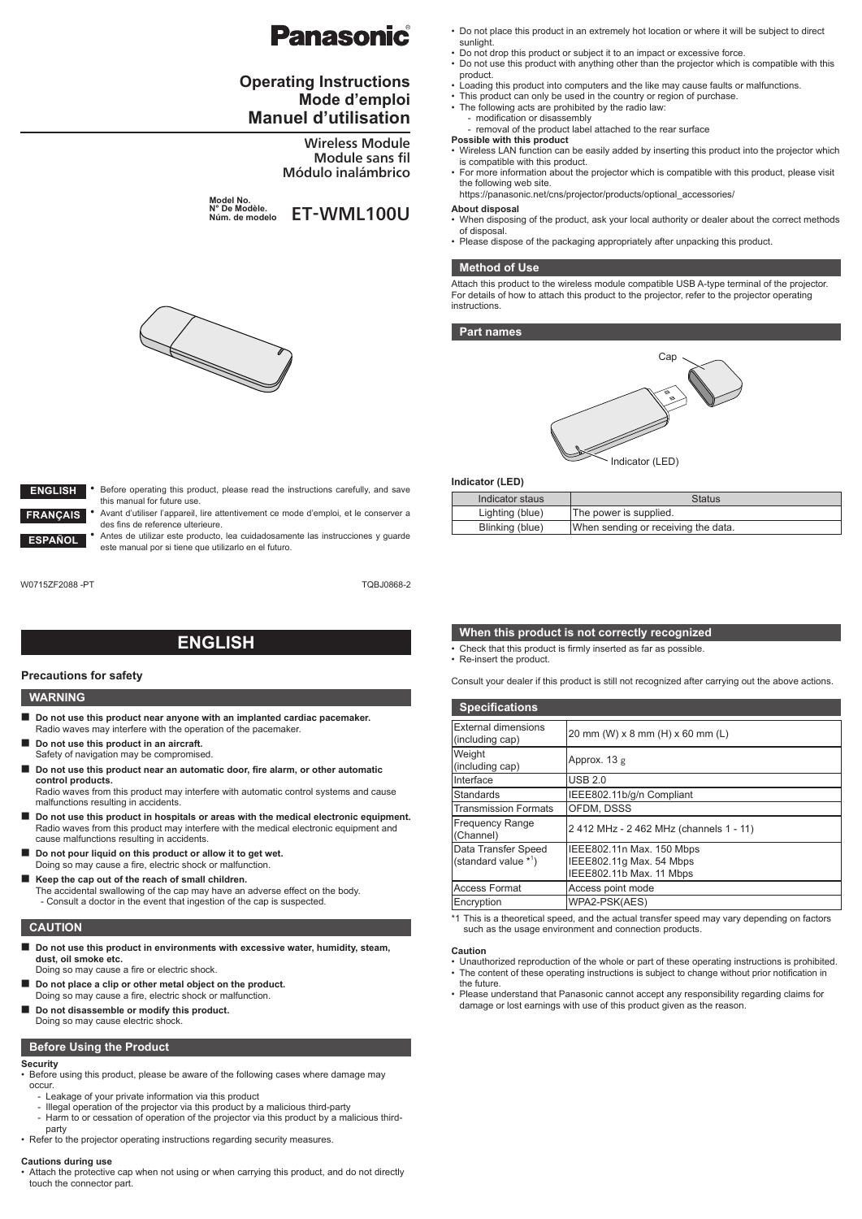# Panasonic

## Operating Instructions
## Mode d'emploi
## Manuel d'utilisation

### Wireless Module
### Module sans fil
### Módulo inalámbrico

Model No.
N° De Modèle.
Núm. de modelo **ET-WML100U**

**ENGLISH** • Before operating this product, please read the instructions carefully, and save this manual for future use.

**FRANÇAIS** • Avant d'utiliser l'appareil, lire attentivement ce mode d'emploi, et le conserver a des fins de reference ulterieure.

**ESPAÑOL** • Antes de utilizar este producto, lea cuidadosamente las instrucciones y guarde este manual por si tiene que utilizarlo en el futuro.

W0715ZF2088 -PT TQBJ0868-2

- Do not place this product in an extremely hot location or where it will be subject to direct sunlight.
- Do not drop this product or subject it to an impact or excessive force.
- Do not use this product with anything other than the projector which is compatible with this product.
- Loading this product into computers and the like may cause faults or malfunctions.
- This product can only be used in the country or region of purchase.
- The following acts are prohibited by the radio law:
  - modification or disassembly
  - removal of the product label attached to the rear surface

**Possible with this product**

- Wireless LAN function can be easily added by inserting this product into the projector which is compatible with this product.
- For more information about the projector which is compatible with this product, please visit the following web site.
  https://panasonic.net/cns/projector/products/optional_accessories/

**About disposal**

- When disposing of the product, ask your local authority or dealer about the correct methods of disposal.
- Please dispose of the packaging appropriately after unpacking this product.

## Method of Use

Attach this product to the wireless module compatible USB A-type terminal of the projector. For details of how to attach this product to the projector, refer to the projector operating instructions.

## Part names

Cap

Indicator (LED)

**Indicator (LED)**

| Indicator staus | Status |
|---|---|
| Lighting (blue) | The power is supplied. |
| Blinking (blue) | When sending or receiving the data. |

# ENGLISH

### Precautions for safety

## WARNING

- **Do not use this product near anyone with an implanted cardiac pacemaker.**
  Radio waves may interfere with the operation of the pacemaker.
- **Do not use this product in an aircraft.**
  Safety of navigation may be compromised.
- **Do not use this product near an automatic door, fire alarm, or other automatic control products.**
  Radio waves from this product may interfere with automatic control systems and cause malfunctions resulting in accidents.
- **Do not use this product in hospitals or areas with the medical electronic equipment.**
  Radio waves from this product may interfere with the medical electronic equipment and cause malfunctions resulting in accidents.
- **Do not pour liquid on this product or allow it to get wet.**
  Doing so may cause a fire, electric shock or malfunction.
- **Keep the cap out of the reach of small children.**
  The accidental swallowing of the cap may have an adverse effect on the body.
  - Consult a doctor in the event that ingestion of the cap is suspected.

## CAUTION

- **Do not use this product in environments with excessive water, humidity, steam, dust, oil smoke etc.**
  Doing so may cause a fire or electric shock.
- **Do not place a clip or other metal object on the product.**
  Doing so may cause a fire, electric shock or malfunction.
- **Do not disassemble or modify this product.**
  Doing so may cause electric shock.

## Before Using the Product

**Security**

- Before using this product, please be aware of the following cases where damage may occur.
  - Leakage of your private information via this product
  - Illegal operation of the projector via this product by a malicious third-party
  - Harm to or cessation of operation of the projector via this product by a malicious third-party
- Refer to the projector operating instructions regarding security measures.

**Cautions during use**

- Attach the protective cap when not using or when carrying this product, and do not directly touch the connector part.

## When this product is not correctly recognized

- Check that this product is firmly inserted as far as possible.
- Re-insert the product.

Consult your dealer if this product is still not recognized after carrying out the above actions.

## Specifications

| | |
|---|---|
| External dimensions (including cap) | 20 mm (W) x 8 mm (H) x 60 mm (L) |
| Weight (including cap) | Approx. 13 g |
| Interface | USB 2.0 |
| Standards | IEEE802.11b/g/n Compliant |
| Transmission Formats | OFDM, DSSS |
| Frequency Range (Channel) | 2 412 MHz - 2 462 MHz (channels 1 - 11) |
| Data Transfer Speed (standard value *1) | IEEE802.11n Max. 150 Mbps<br>IEEE802.11g Max. 54 Mbps<br>IEEE802.11b Max. 11 Mbps |
| Access Format | Access point mode |
| Encryption | WPA2-PSK(AES) |

*1 This is a theoretical speed, and the actual transfer speed may vary depending on factors such as the usage environment and connection products.

**Caution**

- Unauthorized reproduction of the whole or part of these operating instructions is prohibited.
- The content of these operating instructions is subject to change without prior notification in the future.
- Please understand that Panasonic cannot accept any responsibility regarding claims for damage or lost earnings with use of this product given as the reason.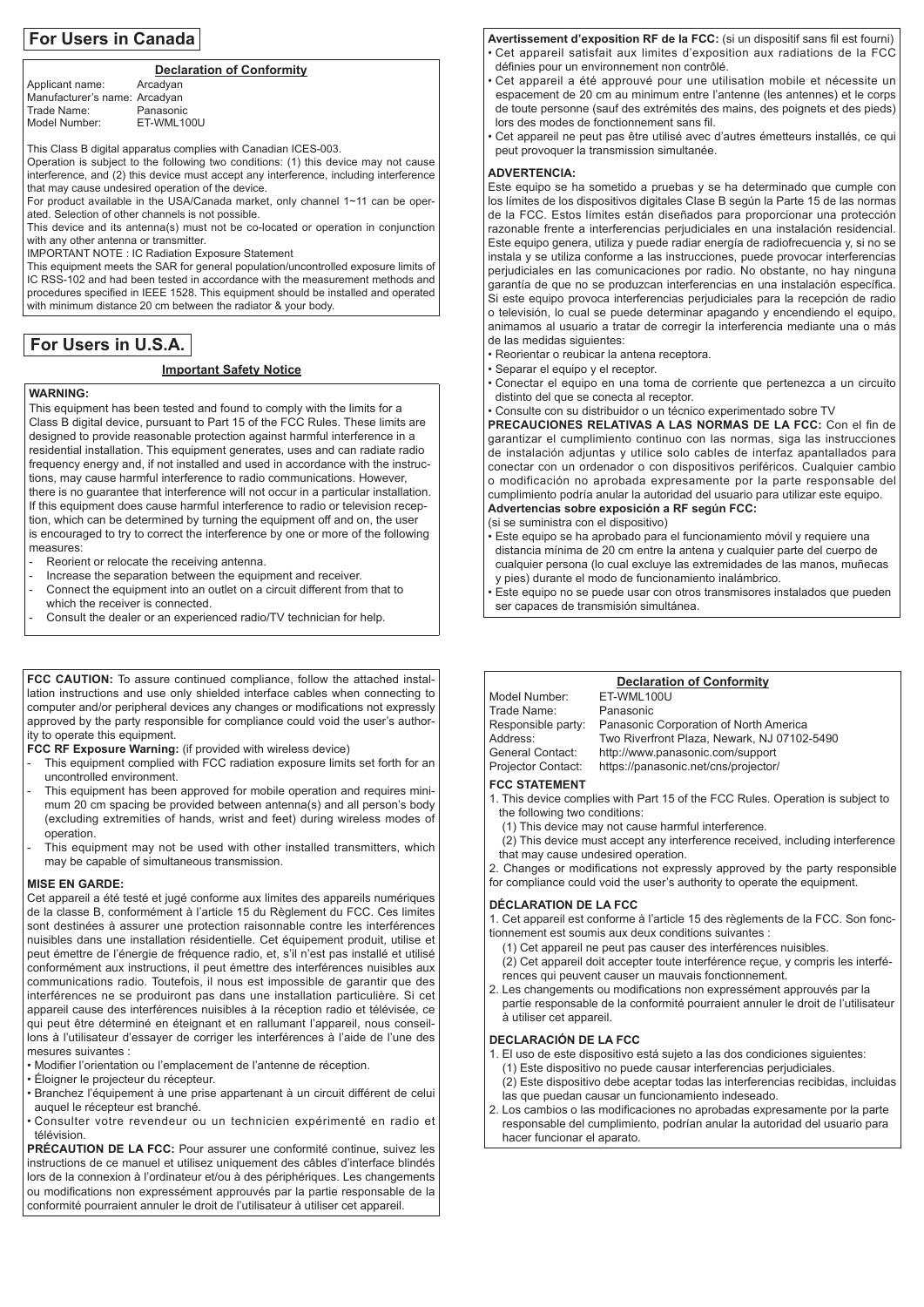## For Users in Canada

**Declaration of Conformity**

Applicant name: Arcadyan
Manufacturer's name: Arcadyan
Trade Name: Panasonic
Model Number: ET-WML100U

This Class B digital apparatus complies with Canadian ICES-003.
Operation is subject to the following two conditions: (1) this device may not cause interference, and (2) this device must accept any interference, including interference that may cause undesired operation of the device.
For product available in the USA/Canada market, only channel 1~11 can be operated. Selection of other channels is not possible.
This device and its antenna(s) must not be co-located or operation in conjunction with any other antenna or transmitter.
IMPORTANT NOTE : IC Radiation Exposure Statement
This equipment meets the SAR for general population/uncontrolled exposure limits of IC RSS-102 and had been tested in accordance with the measurement methods and procedures specified in IEEE 1528. This equipment should be installed and operated with minimum distance 20 cm between the radiator & your body.

## For Users in U.S.A.

**Important Safety Notice**

**WARNING:**
This equipment has been tested and found to comply with the limits for a Class B digital device, pursuant to Part 15 of the FCC Rules. These limits are designed to provide reasonable protection against harmful interference in a residential installation. This equipment generates, uses and can radiate radio frequency energy and, if not installed and used in accordance with the instructions, may cause harmful interference to radio communications. However, there is no guarantee that interference will not occur in a particular installation. If this equipment does cause harmful interference to radio or television reception, which can be determined by turning the equipment off and on, the user is encouraged to try to correct the interference by one or more of the following measures:

- Reorient or relocate the receiving antenna.
- Increase the separation between the equipment and receiver.
- Connect the equipment into an outlet on a circuit different from that to which the receiver is connected.
- Consult the dealer or an experienced radio/TV technician for help.

**FCC CAUTION:** To assure continued compliance, follow the attached installation instructions and use only shielded interface cables when connecting to computer and/or peripheral devices any changes or modifications not expressly approved by the party responsible for compliance could void the user's authority to operate this equipment.

**FCC RF Exposure Warning:** (if provided with wireless device)

- This equipment complied with FCC radiation exposure limits set forth for an uncontrolled environment.
- This equipment has been approved for mobile operation and requires minimum 20 cm spacing be provided between antenna(s) and all person's body (excluding extremities of hands, wrist and feet) during wireless modes of operation.
- This equipment may not be used with other installed transmitters, which may be capable of simultaneous transmission.

**MISE EN GARDE:**
Cet appareil a été testé et jugé conforme aux limites des appareils numériques de la classe B, conformément à l'article 15 du Règlement du FCC. Ces limites sont destinées à assurer une protection raisonnable contre les interférences nuisibles dans une installation résidentielle. Cet équipement produit, utilise et peut émettre de l'énergie de fréquence radio, et, s'il n'est pas installé et utilisé conformément aux instructions, il peut émettre des interférences nuisibles aux communications radio. Toutefois, il nous est impossible de garantir que des interférences ne se produiront pas dans une installation particulière. Si cet appareil cause des interférences nuisibles à la réception radio et télévisée, ce qui peut être déterminé en éteignant et en rallumant l'appareil, nous conseillons à l'utilisateur d'essayer de corriger les interférences à l'aide de l'une des mesures suivantes :

- Modifier l'orientation ou l'emplacement de l'antenne de réception.
- Éloigner le projecteur du récepteur.
- Branchez l'équipement à une prise appartenant à un circuit différent de celui auquel le récepteur est branché.
- Consulter votre revendeur ou un technicien expérimenté en radio et télévision.

**PRÉCAUTION DE LA FCC:** Pour assurer une conformité continue, suivez les instructions de ce manuel et utilisez uniquement des câbles d'interface blindés lors de la connexion à l'ordinateur et/ou à des périphériques. Les changements ou modifications non expressément approuvés par la partie responsable de la conformité pourraient annuler le droit de l'utilisateur à utiliser cet appareil.

**Avertissement d'exposition RF de la FCC:** (si un dispositif sans fil est fourni)

- Cet appareil satisfait aux limites d'exposition aux radiations de la FCC définies pour un environnement non contrôlé.
- Cet appareil a été approuvé pour une utilisation mobile et nécessite un espacement de 20 cm au minimum entre l'antenne (les antennes) et le corps de toute personne (sauf des extrémités des mains, des poignets et des pieds) lors des modes de fonctionnement sans fil.
- Cet appareil ne peut pas être utilisé avec d'autres émetteurs installés, ce qui peut provoquer la transmission simultanée.

**ADVERTENCIA:**
Este equipo se ha sometido a pruebas y se ha determinado que cumple con los límites de los dispositivos digitales Clase B según la Parte 15 de las normas de la FCC. Estos límites están diseñados para proporcionar una protección razonable frente a interferencias perjudiciales en una instalación residencial. Este equipo genera, utiliza y puede radiar energía de radiofrecuencia y, si no se instala y se utiliza conforme a las instrucciones, puede provocar interferencias perjudiciales en las comunicaciones por radio. No obstante, no hay ninguna garantía de que no se produzcan interferencias en una instalación específica. Si este equipo provoca interferencias perjudiciales para la recepción de radio o televisión, lo cual se puede determinar apagando y encendiendo el equipo, animamos al usuario a tratar de corregir la interferencia mediante una o más de las medidas siguientes:

- Reorientar o reubicar la antena receptora.
- Separar el equipo y el receptor.
- Conectar el equipo en una toma de corriente que pertenezca a un circuito distinto del que se conecta al receptor.
- Consulte con su distribuidor o un técnico experimentado sobre TV

**PRECAUCIONES RELATIVAS A LAS NORMAS DE LA FCC:** Con el fin de garantizar el cumplimiento continuo con las normas, siga las instrucciones de instalación adjuntas y utilice solo cables de interfaz apantallados para conectar con un ordenador o con dispositivos periféricos. Cualquier cambio o modificación no aprobada expresamente por la parte responsable del cumplimiento podría anular la autoridad del usuario para utilizar este equipo.

**Advertencias sobre exposición a RF según FCC:**
(si se suministra con el dispositivo)

- Este equipo se ha aprobado para el funcionamiento móvil y requiere una distancia mínima de 20 cm entre la antena y cualquier parte del cuerpo de cualquier persona (lo cual excluye las extremidades de las manos, muñecas y pies) durante el modo de funcionamiento inalámbrico.
- Este equipo no se puede usar con otros transmisores instalados que pueden ser capaces de transmisión simultánea.

**Declaration of Conformity**

Model Number: ET-WML100U
Trade Name: Panasonic
Responsible party: Panasonic Corporation of North America
Address: Two Riverfront Plaza, Newark, NJ 07102-5490
General Contact: http://www.panasonic.com/support
Projector Contact: https://panasonic.net/cns/projector/

**FCC STATEMENT**

1. This device complies with Part 15 of the FCC Rules. Operation is subject to the following two conditions:
   (1) This device may not cause harmful interference.
   (2) This device must accept any interference received, including interference that may cause undesired operation.
2. Changes or modifications not expressly approved by the party responsible for compliance could void the user's authority to operate the equipment.

**DÉCLARATION DE LA FCC**

1. Cet appareil est conforme à l'article 15 des règlements de la FCC. Son fonctionnement est soumis aux deux conditions suivantes :
   (1) Cet appareil ne peut pas causer des interférences nuisibles.
   (2) Cet appareil doit accepter toute interférence reçue, y compris les interférences qui peuvent causer un mauvais fonctionnement.
2. Les changements ou modifications non expressément approuvés par la partie responsable de la conformité pourraient annuler le droit de l'utilisateur à utiliser cet appareil.

**DECLARACIÓN DE LA FCC**

1. El uso de este dispositivo está sujeto a las dos condiciones siguientes:
   (1) Este dispositivo no puede causar interferencias perjudiciales.
   (2) Este dispositivo debe aceptar todas las interferencias recibidas, incluidas las que puedan causar un funcionamiento indeseado.
2. Los cambios o las modificaciones no aprobadas expresamente por la parte responsable del cumplimiento, podrían anular la autoridad del usuario para hacer funcionar el aparato.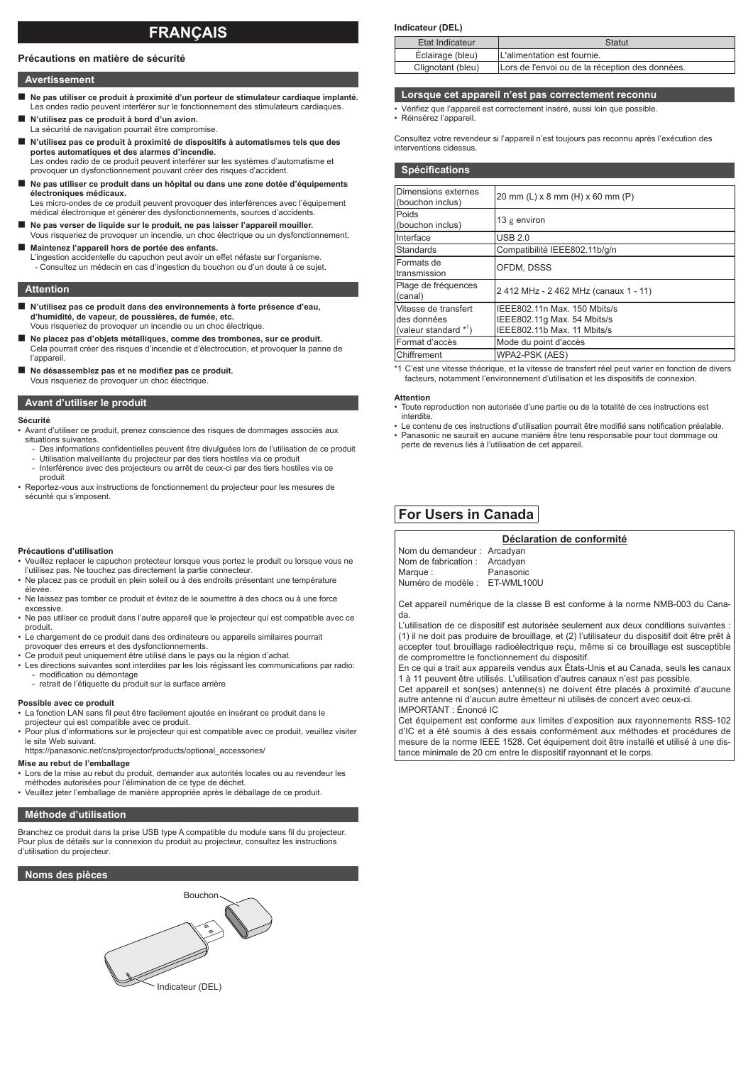# FRANÇAIS

## Précautions en matière de sécurité

### Avertissement

- **Ne pas utiliser ce produit à proximité d'un porteur de stimulateur cardiaque implanté.**
  Les ondes radio peuvent interférer sur le fonctionnement des stimulateurs cardiaques.
- **N'utilisez pas ce produit à bord d'un avion.**
  La sécurité de navigation pourrait être compromise.
- **N'utilisez pas ce produit à proximité de dispositifs à automatismes tels que des portes automatiques et des alarmes d'incendie.**
  Les ondes radio de ce produit peuvent interférer sur les systèmes d'automatisme et provoquer un dysfonctionnement pouvant créer des risques d'accident.
- **Ne pas utiliser ce produit dans un hôpital ou dans une zone dotée d'équipements électroniques médicaux.**
  Les micro-ondes de ce produit peuvent provoquer des interférences avec l'équipement médical électronique et générer des dysfonctionnements, sources d'accidents.
- **Ne pas verser de liquide sur le produit, ne pas laisser l'appareil mouiller.**
  Vous risqueriez de provoquer un incendie, un choc électrique ou un dysfonctionnement.
- **Maintenez l'appareil hors de portée des enfants.**
  L'ingestion accidentelle du capuchon peut avoir un effet néfaste sur l'organisme.
  - Consultez un médecin en cas d'ingestion du bouchon ou d'un doute à ce sujet.

### Attention

- **N'utilisez pas ce produit dans des environnements à forte présence d'eau, d'humidité, de vapeur, de poussières, de fumée, etc.**
  Vous risqueriez de provoquer un incendie ou un choc électrique.
- **Ne placez pas d'objets métalliques, comme des trombones, sur ce produit.**
  Cela pourrait créer des risques d'incendie et d'électrocution, et provoquer la panne de l'appareil.
- **Ne désassemblez pas et ne modifiez pas ce produit.**
  Vous risqueriez de provoquer un choc électrique.

### Avant d'utiliser le produit

**Sécurité**

- Avant d'utiliser ce produit, prenez conscience des risques de dommages associés aux situations suivantes.
  - Des informations confidentielles peuvent être divulguées lors de l'utilisation de ce produit
  - Utilisation malveillante du projecteur par des tiers hostiles via ce produit
  - Interférence avec des projecteurs ou arrêt de ceux-ci par des tiers hostiles via ce produit
- Reportez-vous aux instructions de fonctionnement du projecteur pour les mesures de sécurité qui s'imposent.

**Précautions d'utilisation**

- Veuillez replacer le capuchon protecteur lorsque vous portez le produit ou lorsque vous ne l'utilisez pas. Ne touchez pas directement la partie connecteur.
- Ne placez pas ce produit en plein soleil ou à des endroits présentant une température élevée.
- Ne laissez pas tomber ce produit et évitez de le soumettre à des chocs ou à une force excessive.
- Ne pas utiliser ce produit dans l'autre appareil que le projecteur qui est compatible avec ce produit.
- Le chargement de ce produit dans des ordinateurs ou appareils similaires pourrait provoquer des erreurs et des dysfonctionnements.
- Ce produit peut uniquement être utilisé dans le pays ou la région d'achat.
- Les directions suivantes sont interdites par les lois régissant les communications par radio:
  - modification ou démontage
  - retrait de l'étiquette du produit sur la surface arrière

**Possible avec ce produit**

- La fonction LAN sans fil peut être facilement ajoutée en insérant ce produit dans le projecteur qui est compatible avec ce produit.
- Pour plus d'informations sur le projecteur qui est compatible avec ce produit, veuillez visiter le site Web suivant.
  https://panasonic.net/cns/projector/products/optional_accessories/

**Mise au rebut de l'emballage**

- Lors de la mise au rebut du produit, demander aux autorités locales ou au revendeur les méthodes autorisées pour l'élimination de ce type de déchet.
- Veuillez jeter l'emballage de manière appropriée après le déballage de ce produit.

### Méthode d'utilisation

Branchez ce produit dans la prise USB type A compatible du module sans fil du projecteur. Pour plus de détails sur la connexion du produit au projecteur, consultez les instructions d'utilisation du projecteur.

### Noms des pièces

Bouchon

Indicateur (DEL)

**Indicateur (DEL)**

| Etat Indicateur | Statut |
|---|---|
| Éclairage (bleu) | L'alimentation est fournie. |
| Clignotant (bleu) | Lors de l'envoi ou de la réception des données. |

### Lorsque cet appareil n'est pas correctement reconnu

- Vérifiez que l'appareil est correctement inséré, aussi loin que possible.
- Réinsérez l'appareil.

Consultez votre revendeur si l'appareil n'est toujours pas reconnu après l'exécution des interventions cidessus.

### Spécifications

| | |
|---|---|
| Dimensions externes (bouchon inclus) | 20 mm (L) x 8 mm (H) x 60 mm (P) |
| Poids (bouchon inclus) | 13 g environ |
| Interface | USB 2.0 |
| Standards | Compatibilité IEEE802.11b/g/n |
| Formats de transmission | OFDM, DSSS |
| Plage de fréquences (canal) | 2 412 MHz - 2 462 MHz (canaux 1 - 11) |
| Vitesse de transfert des données (valeur standard *[1]) | IEEE802.11n Max. 150 Mbits/s<br>IEEE802.11g Max. 54 Mbits/s<br>IEEE802.11b Max. 11 Mbits/s |
| Format d'accès | Mode du point d'accès |
| Chiffrement | WPA2-PSK (AES) |

*1 C'est une vitesse théorique, et la vitesse de transfert réel peut varier en fonction de divers facteurs, notamment l'environnement d'utilisation et les dispositifs de connexion.

**Attention**

- Toute reproduction non autorisée d'une partie ou de la totalité de ces instructions est interdite.
- Le contenu de ces instructions d'utilisation pourrait être modifié sans notification préalable.
- Panasonic ne saurait en aucune manière être tenu responsable pour tout dommage ou perte de revenus liés à l'utilisation de cet appareil.

## For Users in Canada

**Déclaration de conformité**

Nom du demandeur : Arcadyan
Nom de fabrication : Arcadyan
Marque : Panasonic
Numéro de modèle : ET-WML100U

Cet appareil numérique de la classe B est conforme à la norme NMB-003 du Canada.

L'utilisation de ce dispositif est autorisée seulement aux deux conditions suivantes : (1) il ne doit pas produire de brouillage, et (2) l'utilisateur du dispositif doit être prêt à accepter tout brouillage radioélectrique reçu, même si ce brouillage est susceptible de compromettre le fonctionnement du dispositif.

En ce qui a trait aux appareils vendus aux États-Unis et au Canada, seuls les canaux 1 à 11 peuvent être utilisés. L'utilisation d'autres canaux n'est pas possible.

Cet appareil et son(ses) antenne(s) ne doivent être placés à proximité d'aucune autre antenne ni d'aucun autre émetteur ni utilisés de concert avec ceux-ci.

IMPORTANT : Énoncé IC

Cet équipement est conforme aux limites d'exposition aux rayonnements RSS-102 d'IC et a été soumis à des essais conformément aux méthodes et procédures de mesure de la norme IEEE 1528. Cet équipement doit être installé et utilisé à une distance minimale de 20 cm entre le dispositif rayonnant et le corps.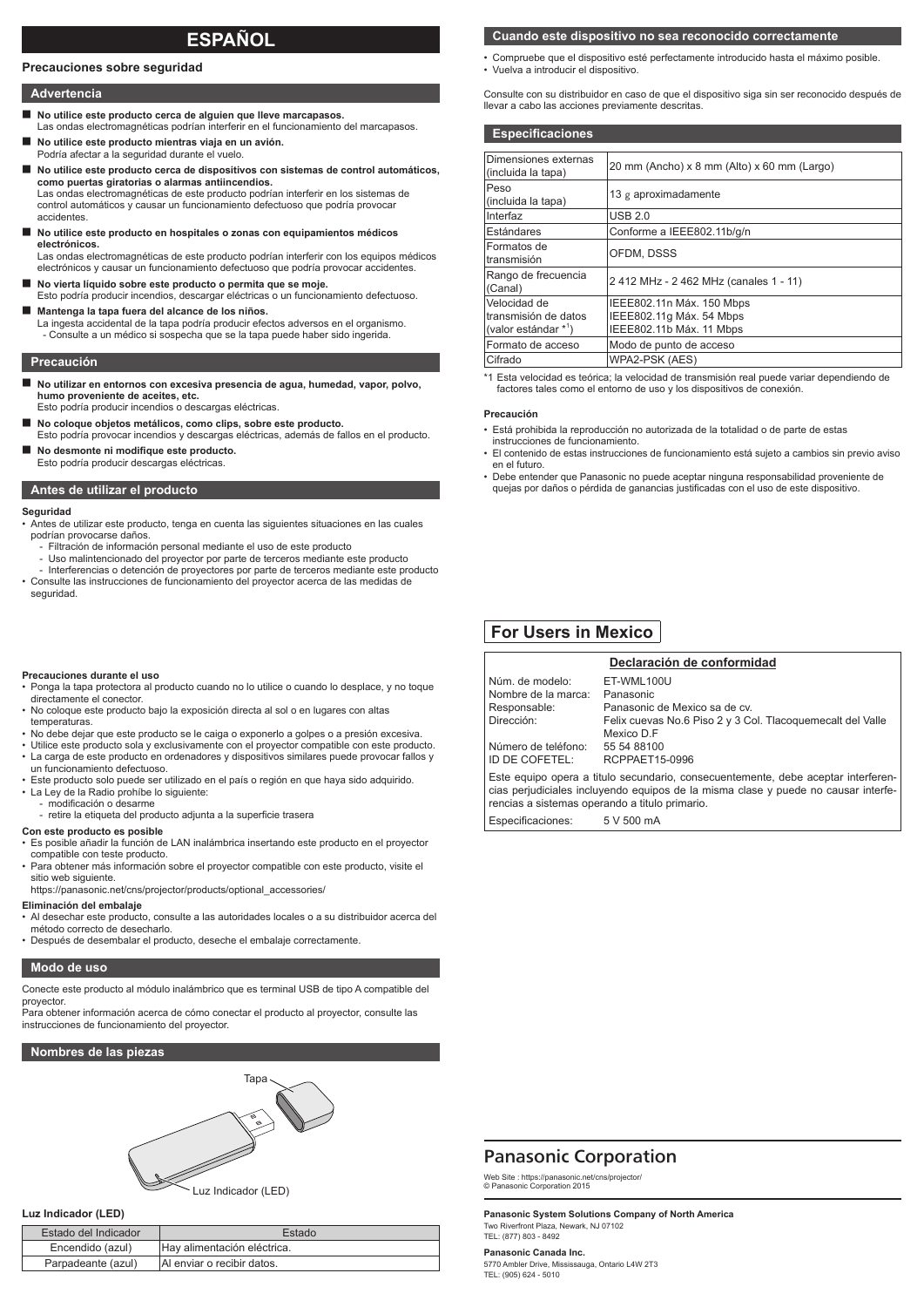# ESPAÑOL

## Precauciones sobre seguridad

### Advertencia

- **No utilice este producto cerca de alguien que lleve marcapasos.**
  Las ondas electromagnéticas podrían interferir en el funcionamiento del marcapasos.
- **No utilice este producto mientras viaja en un avión.**
  Podría afectar a la seguridad durante el vuelo.
- **No utilice este producto cerca de dispositivos con sistemas de control automáticos, como puertas giratorias o alarmas antiincendios.**
  Las ondas electromagnéticas de este producto podrían interferir en los sistemas de control automáticos y causar un funcionamiento defectuoso que podría provocar accidentes.
- **No utilice este producto en hospitales o zonas con equipamientos médicos electrónicos.**
  Las ondas electromagnéticas de este producto podrían interferir con los equipos médicos electrónicos y causar un funcionamiento defectuoso que podría provocar accidentes.
- **No vierta líquido sobre este producto o permita que se moje.**
  Esto podría producir incendios, descargar eléctricas o un funcionamiento defectuoso.
- **Mantenga la tapa fuera del alcance de los niños.**
  La ingesta accidental de la tapa podría producir efectos adversos en el organismo.
  - Consulte a un médico si sospecha que se la tapa puede haber sido ingerida.

### Precaución

- **No utilizar en entornos con excesiva presencia de agua, humedad, vapor, polvo, humo proveniente de aceites, etc.**
  Esto podría producir incendios o descargas eléctricas.
- **No coloque objetos metálicos, como clips, sobre este producto.**
  Esto podría provocar incendios y descargas eléctricas, además de fallos en el producto.
- **No desmonte ni modifique este producto.**
  Esto podría producir descargas eléctricas.

### Antes de utilizar el producto

**Seguridad**

- Antes de utilizar este producto, tenga en cuenta las siguientes situaciones en las cuales podrían provocarse daños.
  - Filtración de información personal mediante el uso de este producto
  - Uso malintencionado del proyector por parte de terceros mediante este producto
  - Interferencias o detención de proyectores por parte de terceros mediante este producto
- Consulte las instrucciones de funcionamiento del proyector acerca de las medidas de seguridad.

**Precauciones durante el uso**

- Ponga la tapa protectora al producto cuando no lo utilice o cuando lo desplace, y no toque directamente el conector.
- No coloque este producto bajo la exposición directa al sol o en lugares con altas temperaturas.
- No debe dejar que este producto se le caiga o exponerlo a golpes o a presión excesiva.
- Utilice este producto sola y exclusivamente con el proyector compatible con este producto.
- La carga de este producto en ordenadores y dispositivos similares puede provocar fallos y un funcionamiento defectuoso.
- Este producto solo puede ser utilizado en el país o región en que haya sido adquirido.
- La Ley de la Radio prohíbe lo siguiente:
  - modificación o desarme
  - retire la etiqueta del producto adjunta a la superficie trasera

**Con este producto es posible**

- Es posible añadir la función de LAN inalámbrica insertando este producto en el proyector compatible con teste producto.
- Para obtener más información sobre el proyector compatible con este producto, visite el sitio web siguiente.
  https://panasonic.net/cns/projector/products/optional_accessories/

**Eliminación del embalaje**

- Al desechar este producto, consulte a las autoridades locales o a su distribuidor acerca del método correcto de desecharlo.
- Después de desembalar el producto, deseche el embalaje correctamente.

### Modo de uso

Conecte este producto al módulo inalámbrico que es terminal USB de tipo A compatible del proyector.
Para obtener información acerca de cómo conectar el producto al proyector, consulte las instrucciones de funcionamiento del proyector.

### Nombres de las piezas

Tapa

Luz Indicador (LED)

**Luz Indicador (LED)**

| Estado del Indicador | Estado |
|---|---|
| Encendido (azul) | Hay alimentación eléctrica. |
| Parpadeante (azul) | Al enviar o recibir datos. |

### Cuando este dispositivo no sea reconocido correctamente

- Compruebe que el dispositivo esté perfectamente introducido hasta el máximo posible.
- Vuelva a introducir el dispositivo.

Consulte con su distribuidor en caso de que el dispositivo siga sin ser reconocido después de llevar a cabo las acciones previamente descritas.

### Especificaciones

| | |
|---|---|
| Dimensiones externas (incluida la tapa) | 20 mm (Ancho) x 8 mm (Alto) x 60 mm (Largo) |
| Peso (incluida la tapa) | 13 g aproximadamente |
| Interfaz | USB 2.0 |
| Estándares | Conforme a IEEE802.11b/g/n |
| Formatos de transmisión | OFDM, DSSS |
| Rango de frecuencia (Canal) | 2 412 MHz - 2 462 MHz (canales 1 - 11) |
| Velocidad de transmisión de datos (valor estándar *1) | IEEE802.11n Máx. 150 Mbps<br>IEEE802.11g Máx. 54 Mbps<br>IEEE802.11b Máx. 11 Mbps |
| Formato de acceso | Modo de punto de acceso |
| Cifrado | WPA2-PSK (AES) |

*1 Esta velocidad es teórica; la velocidad de transmisión real puede variar dependiendo de factores tales como el entorno de uso y los dispositivos de conexión.

**Precaución**

- Está prohibida la reproducción no autorizada de la totalidad o de parte de estas instrucciones de funcionamiento.
- El contenido de estas instrucciones de funcionamiento está sujeto a cambios sin previo aviso en el futuro.
- Debe entender que Panasonic no puede aceptar ninguna responsabilidad proveniente de quejas por daños o pérdida de ganancias justificadas con el uso de este dispositivo.

## For Users in Mexico

**Declaración de conformidad**

| | |
|---|---|
| Núm. de modelo: | ET-WML100U |
| Nombre de la marca: | Panasonic |
| Responsable: | Panasonic de Mexico sa de cv. |
| Dirección: | Felix cuevas No.6 Piso 2 y 3 Col. Tlacoquemecalt del Valle Mexico D.F |
| Número de teléfono: | 55 54 88100 |
| ID DE COFETEL: | RCPPAET15-0996 |

Este equipo opera a titulo secundario, consecuentemente, debe aceptar interferencias perjudiciales incluyendo equipos de la misma clase y puede no causar interferencias a sistemas operando a titulo primario.

Especificaciones: 5 V 500 mA

## Panasonic Corporation

Web Site : https://panasonic.net/cns/projector/
© Panasonic Corporation 2015

**Panasonic System Solutions Company of North America**
Two Riverfront Plaza, Newark, NJ 07102
TEL: (877) 803 - 8492

**Panasonic Canada Inc.**
5770 Ambler Drive, Mississauga, Ontario L4W 2T3
TEL: (905) 624 - 5010